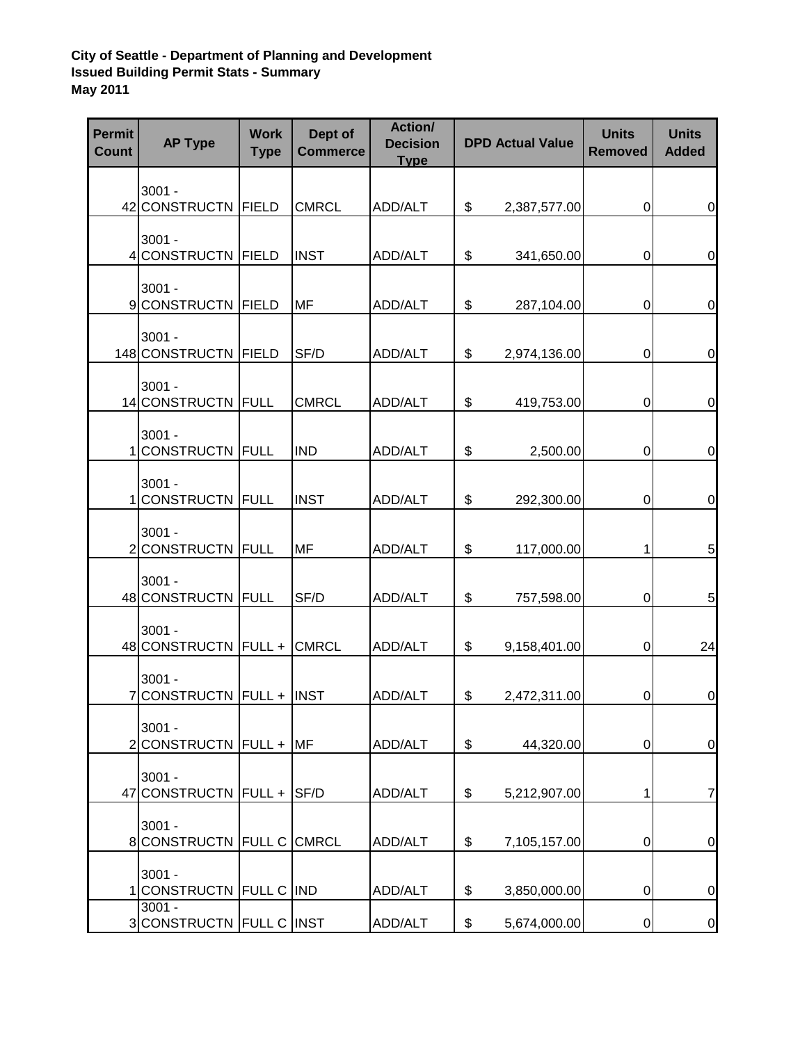**City of Seattle - Department of Planning and Development**
**Issued Building Permit Stats - Summary**
**May 2011**

| Permit Count | AP Type | Work Type | Dept of Commerce | Action/ Decision Type | DPD Actual Value | Units Removed | Units Added |
|---|---|---|---|---|---|---|---|
| 42 | 3001 - CONSTRUCTN | FIELD | CMRCL | ADD/ALT | $ 2,387,577.00 | 0 | 0 |
| 4 | 3001 - CONSTRUCTN | FIELD | INST | ADD/ALT | $ 341,650.00 | 0 | 0 |
| 9 | 3001 - CONSTRUCTN | FIELD | MF | ADD/ALT | $ 287,104.00 | 0 | 0 |
| 148 | 3001 - CONSTRUCTN | FIELD | SF/D | ADD/ALT | $ 2,974,136.00 | 0 | 0 |
| 14 | 3001 - CONSTRUCTN | FULL | CMRCL | ADD/ALT | $ 419,753.00 | 0 | 0 |
| 1 | 3001 - CONSTRUCTN | FULL | IND | ADD/ALT | $ 2,500.00 | 0 | 0 |
| 1 | 3001 - CONSTRUCTN | FULL | INST | ADD/ALT | $ 292,300.00 | 0 | 0 |
| 2 | 3001 - CONSTRUCTN | FULL | MF | ADD/ALT | $ 117,000.00 | 1 | 5 |
| 48 | 3001 - CONSTRUCTN | FULL | SF/D | ADD/ALT | $ 757,598.00 | 0 | 5 |
| 48 | 3001 - CONSTRUCTN | FULL + | CMRCL | ADD/ALT | $ 9,158,401.00 | 0 | 24 |
| 7 | 3001 - CONSTRUCTN | FULL + | INST | ADD/ALT | $ 2,472,311.00 | 0 | 0 |
| 2 | 3001 - CONSTRUCTN | FULL + | MF | ADD/ALT | $ 44,320.00 | 0 | 0 |
| 47 | 3001 - CONSTRUCTN | FULL + | SF/D | ADD/ALT | $ 5,212,907.00 | 1 | 7 |
| 8 | 3001 - CONSTRUCTN | FULL C | CMRCL | ADD/ALT | $ 7,105,157.00 | 0 | 0 |
| 1 | 3001 - CONSTRUCTN | FULL C | IND | ADD/ALT | $ 3,850,000.00 | 0 | 0 |
| 3 | 3001 - CONSTRUCTN | FULL C | INST | ADD/ALT | $ 5,674,000.00 | 0 | 0 |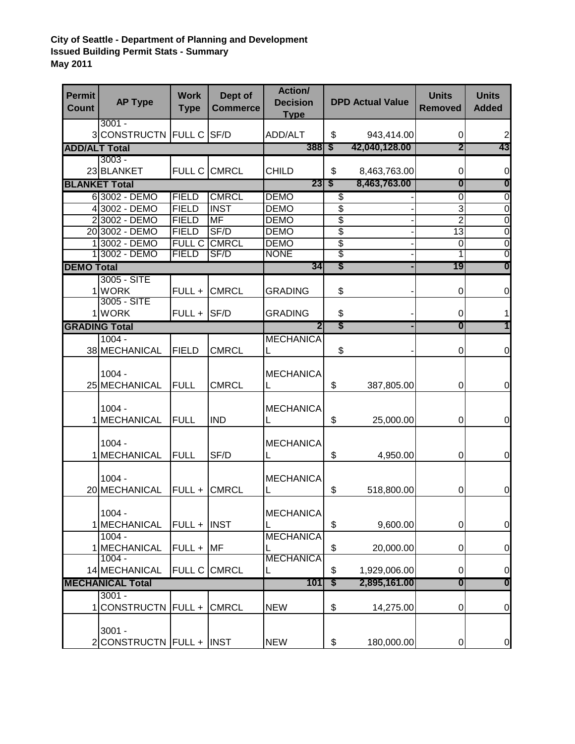**City of Seattle - Department of Planning and Development**
**Issued Building Permit Stats - Summary**
**May 2011**

| Permit Count | AP Type | Work Type | Dept of Commerce | Action/ Decision Type | DPD Actual Value | Units Removed | Units Added |
|---|---|---|---|---|---|---|---|
| 3 | 3001 - CONSTRUCTN | FULL C | SF/D | ADD/ALT | $ 943,414.00 | 0 | 2 |
| **ADD/ALT Total** | | | | **388** | **$ 42,040,128.00** | **2** | **43** |
| 23 | 3003 - BLANKET | FULL C | CMRCL | CHILD | $ 8,463,763.00 | 0 | 0 |
| **BLANKET Total** | | | | **23** | **$ 8,463,763.00** | **0** | **0** |
| 6 | 3002 - DEMO | FIELD | CMRCL | DEMO | $ - | 0 | 0 |
| 4 | 3002 - DEMO | FIELD | INST | DEMO | $ - | 3 | 0 |
| 2 | 3002 - DEMO | FIELD | MF | DEMO | $ - | 2 | 0 |
| 20 | 3002 - DEMO | FIELD | SF/D | DEMO | $ - | 13 | 0 |
| 1 | 3002 - DEMO | FULL C | CMRCL | DEMO | $ - | 0 | 0 |
| 1 | 3002 - DEMO | FIELD | SF/D | NONE | $ - | 1 | 0 |
| **DEMO Total** | | | | **34** | **$ -** | **19** | **0** |
| 1 | 3005 - SITE WORK | FULL + | CMRCL | GRADING | $ - | 0 | 0 |
| 1 | 3005 - SITE WORK | FULL + | SF/D | GRADING | $ - | 0 | 1 |
| **GRADING Total** | | | | **2** | **$ -** | **0** | **1** |
| 38 | 1004 - MECHANICAL | FIELD | CMRCL | MECHANICAL | $ - | 0 | 0 |
| 25 | 1004 - MECHANICAL | FULL | CMRCL | MECHANICAL | $ 387,805.00 | 0 | 0 |
| 1 | 1004 - MECHANICAL | FULL | IND | MECHANICAL | $ 25,000.00 | 0 | 0 |
| 1 | 1004 - MECHANICAL | FULL | SF/D | MECHANICAL | $ 4,950.00 | 0 | 0 |
| 20 | 1004 - MECHANICAL | FULL + | CMRCL | MECHANICAL | $ 518,800.00 | 0 | 0 |
| 1 | 1004 - MECHANICAL | FULL + | INST | MECHANICAL | $ 9,600.00 | 0 | 0 |
| 1 | 1004 - MECHANICAL | FULL + | MF | MECHANICAL | $ 20,000.00 | 0 | 0 |
| 14 | 1004 - MECHANICAL | FULL C | CMRCL | MECHANICAL | $ 1,929,006.00 | 0 | 0 |
| **MECHANICAL Total** | | | | **101** | **$ 2,895,161.00** | **0** | **0** |
| 1 | 3001 - CONSTRUCTN | FULL + | CMRCL | NEW | $ 14,275.00 | 0 | 0 |
| 2 | 3001 - CONSTRUCTN | FULL + | INST | NEW | $ 180,000.00 | 0 | 0 |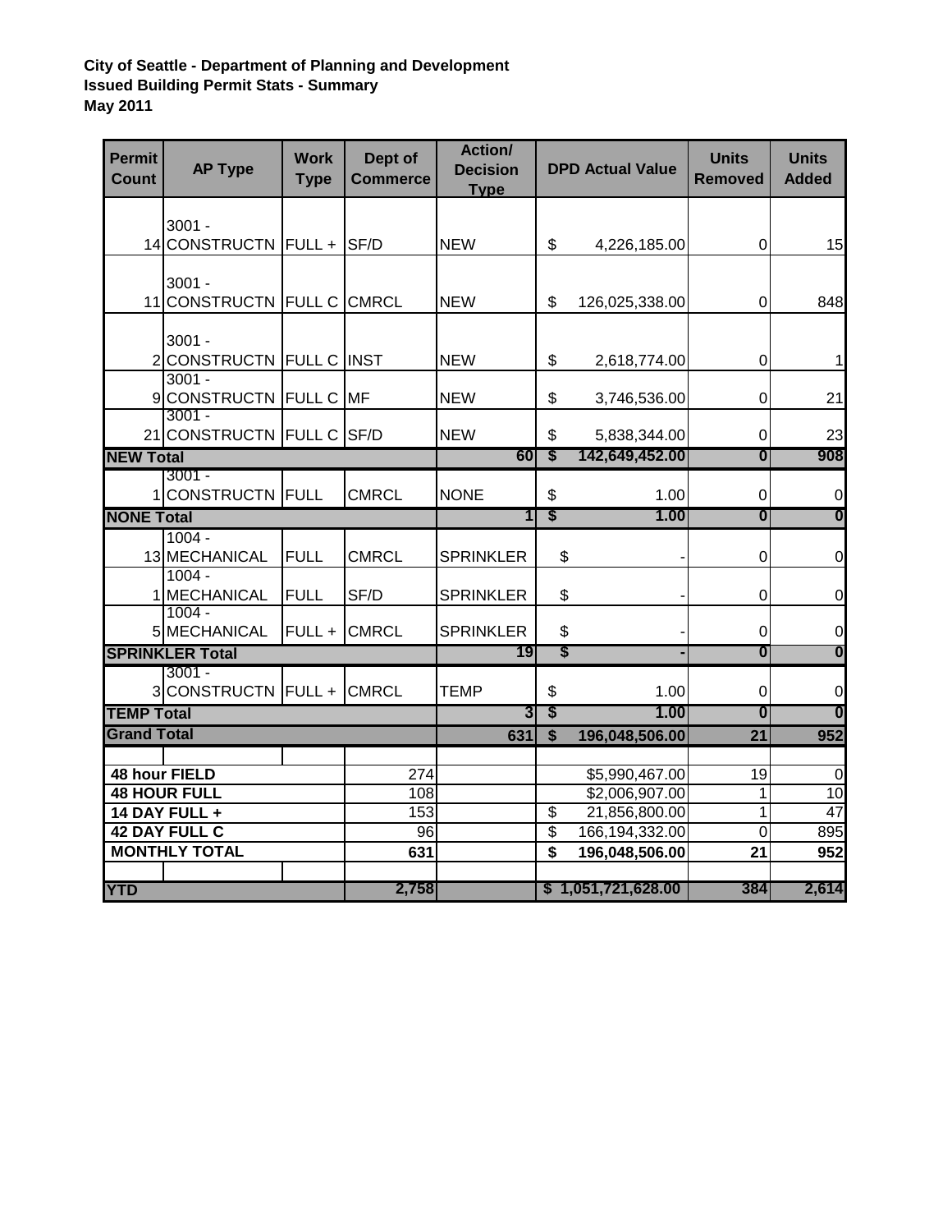**City of Seattle - Department of Planning and Development**
**Issued Building Permit Stats - Summary**
**May 2011**

| Permit Count | AP Type | Work Type | Dept of Commerce | Action/ Decision Type | DPD Actual Value | Units Removed | Units Added |
|---|---|---|---|---|---|---|---|
| 14 | 3001 - CONSTRUCTN | FULL + | SF/D | NEW | $ 4,226,185.00 | 0 | 15 |
| 11 | 3001 - CONSTRUCTN | FULL C | CMRCL | NEW | $ 126,025,338.00 | 0 | 848 |
| 2 | 3001 - CONSTRUCTN | FULL C | INST | NEW | $ 2,618,774.00 | 0 | 1 |
| 9 | 3001 - CONSTRUCTN | FULL C | MF | NEW | $ 3,746,536.00 | 0 | 21 |
| 21 | 3001 - CONSTRUCTN | FULL C | SF/D | NEW | $ 5,838,344.00 | 0 | 23 |
| **NEW Total** | | | | **60** | **$ 142,649,452.00** | **0** | **908** |
| 1 | 3001 - CONSTRUCTN | FULL | CMRCL | NONE | $ 1.00 | 0 | 0 |
| **NONE Total** | | | | **1** | **$ 1.00** | **0** | **0** |
| 13 | 1004 - MECHANICAL | FULL | CMRCL | SPRINKLER | $ - | 0 | 0 |
| 1 | 1004 - MECHANICAL | FULL | SF/D | SPRINKLER | $ - | 0 | 0 |
| 5 | 1004 - MECHANICAL | FULL + | CMRCL | SPRINKLER | $ - | 0 | 0 |
| **SPRINKLER Total** | | | | **19** | **$ -** | **0** | **0** |
| 3 | 3001 - CONSTRUCTN | FULL + | CMRCL | TEMP | $ 1.00 | 0 | 0 |
| **TEMP Total** | | | | **3** | **$ 1.00** | **0** | **0** |
| **Grand Total** | | | | **631** | **$ 196,048,506.00** | **21** | **952** |
| | | | | | | | |
| **48 hour FIELD** | | | 274 | | $5,990,467.00 | 19 | 0 |
| **48 HOUR FULL** | | | 108 | | $2,006,907.00 | 1 | 10 |
| **14 DAY FULL +** | | | 153 | | $ 21,856,800.00 | 1 | 47 |
| **42 DAY FULL C** | | | 96 | | $ 166,194,332.00 | 0 | 895 |
| **MONTHLY TOTAL** | | | **631** | | **$ 196,048,506.00** | **21** | **952** |
| | | | | | | | |
| **YTD** | | | **2,758** | | **$ 1,051,721,628.00** | **384** | **2,614** |